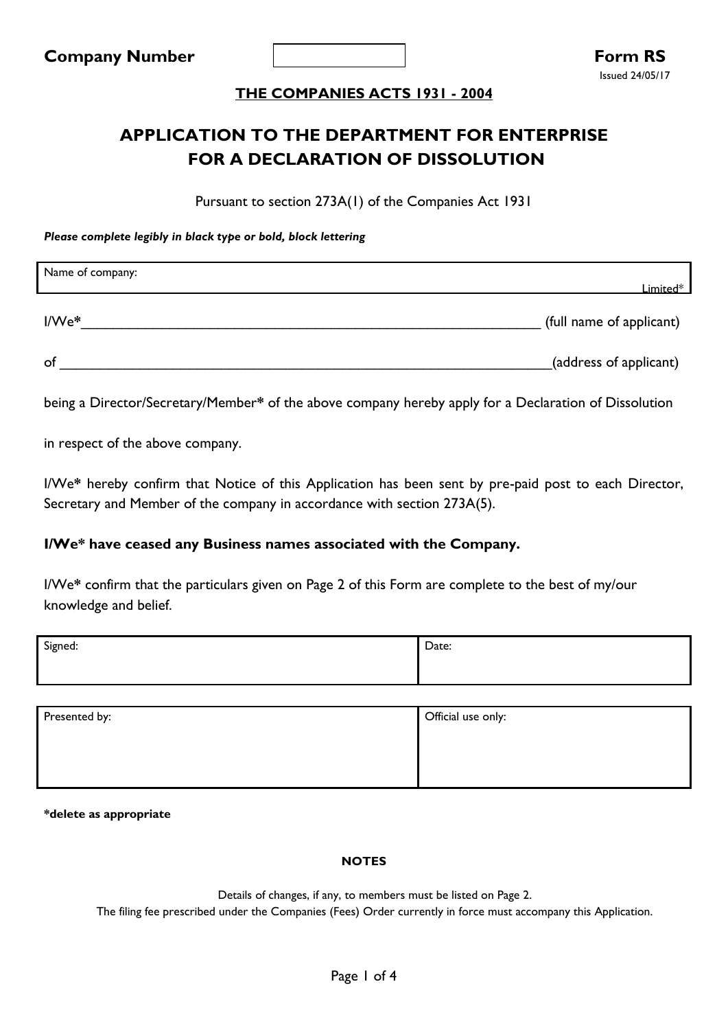| Company Number | | Form RS |
|---|---|---|

Issued 24/05/17

**THE COMPANIES ACTS 1931 - 2004**

# APPLICATION TO THE DEPARTMENT FOR ENTERPRISE FOR A DECLARATION OF DISSOLUTION

Pursuant to section 273A(1) of the Companies Act 1931

***Please complete legibly in black type or bold, block lettering***

| Name of company: Limited* |
|---|

I/We*_______________________________________________ (full name of applicant)

of _________________________________________________(address of applicant)

being a Director/Secretary/Member* of the above company hereby apply for a Declaration of Dissolution in respect of the above company.

I/We* hereby confirm that Notice of this Application has been sent by pre-paid post to each Director, Secretary and Member of the company in accordance with section 273A(5).

**I/We* have ceased any Business names associated with the Company.**

I/We* confirm that the particulars given on Page 2 of this Form are complete to the best of my/our knowledge and belief.

| Signed: | Date: |
|---|---|

| Presented by: | Official use only: |
|---|---|

***delete as appropriate**

**NOTES**

Details of changes, if any, to members must be listed on Page 2.
The filing fee prescribed under the Companies (Fees) Order currently in force must accompany this Application.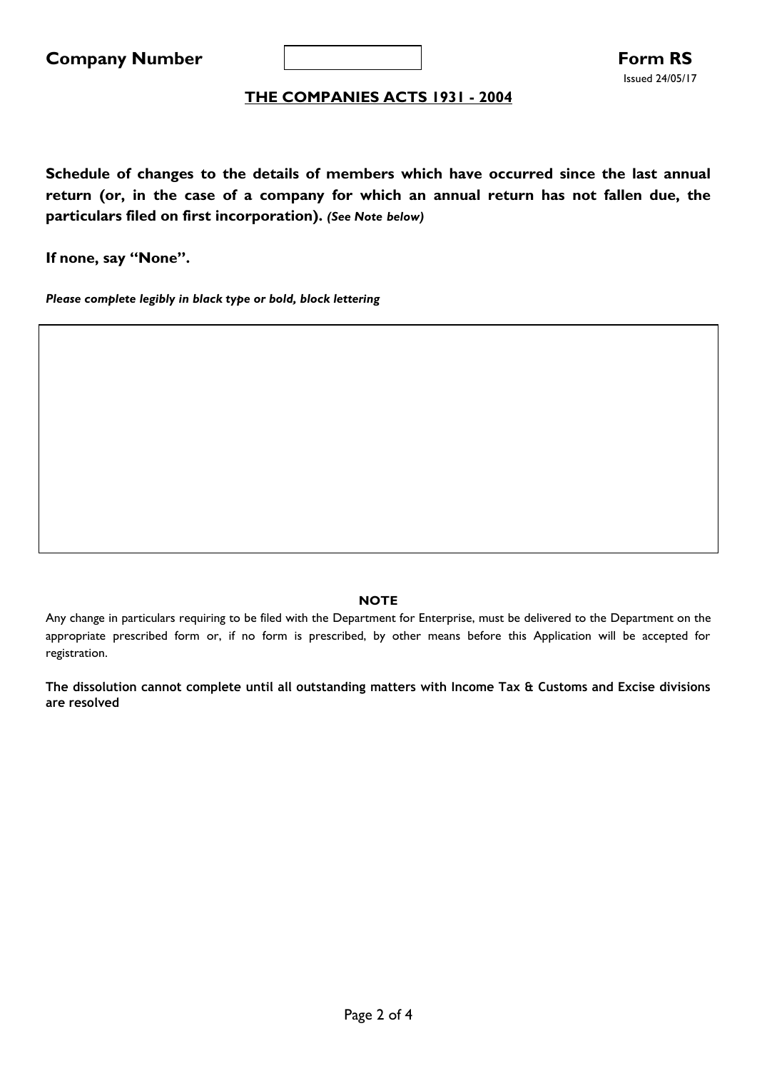**Company Number** | | **Form RS**

Issued 24/05/17

## THE COMPANIES ACTS 1931 - 2004

**Schedule of changes to the details of members which have occurred since the last annual return (or, in the case of a company for which an annual return has not fallen due, the particulars filed on first incorporation).** ***(See Note below)***

**If none, say "None".**

***Please complete legibly in black type or bold, block lettering***

| |
|---|
| |

**NOTE**

Any change in particulars requiring to be filed with the Department for Enterprise, must be delivered to the Department on the appropriate prescribed form or, if no form is prescribed, by other means before this Application will be accepted for registration.

**The dissolution cannot complete until all outstanding matters with Income Tax & Customs and Excise divisions are resolved**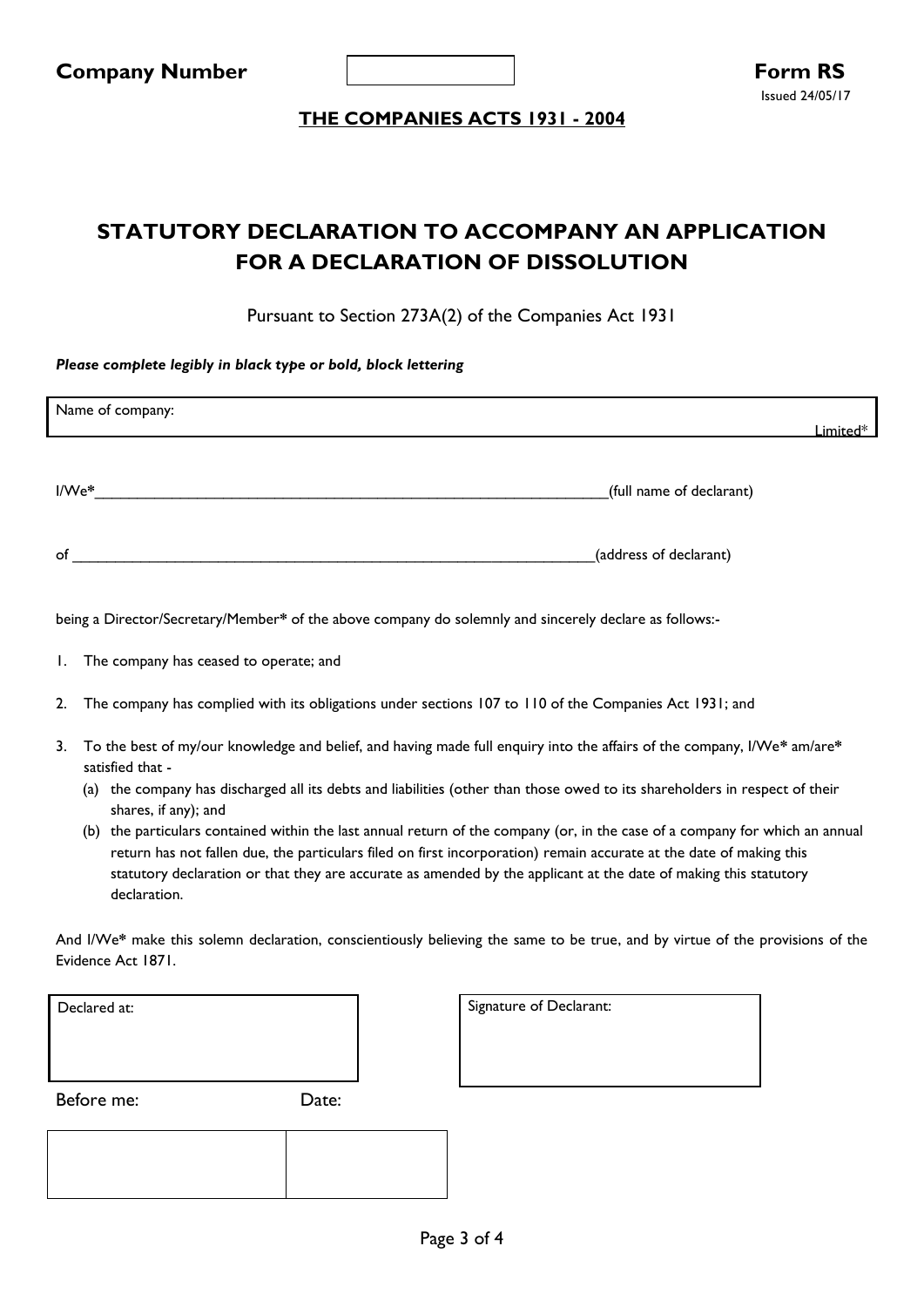**Company Number** ______________ **Form RS**

Issued 24/05/17

**THE COMPANIES ACTS 1931 - 2004**

## STATUTORY DECLARATION TO ACCOMPANY AN APPLICATION FOR A DECLARATION OF DISSOLUTION

Pursuant to Section 273A(2) of the Companies Act 1931

***Please complete legibly in black type or bold, block lettering***

| Name of company: Limited* |
|---|

I/We*_______________________________________________________________(full name of declarant)

of _______________________________________________________________(address of declarant)

being a Director/Secretary/Member* of the above company do solemnly and sincerely declare as follows:-

1. The company has ceased to operate; and
2. The company has complied with its obligations under sections 107 to 110 of the Companies Act 1931; and
3. To the best of my/our knowledge and belief, and having made full enquiry into the affairs of the company, I/We* am/are* satisfied that -
   (a) the company has discharged all its debts and liabilities (other than those owed to its shareholders in respect of their shares, if any); and
   (b) the particulars contained within the last annual return of the company (or, in the case of a company for which an annual return has not fallen due, the particulars filed on first incorporation) remain accurate at the date of making this statutory declaration or that they are accurate as amended by the applicant at the date of making this statutory declaration.

And I/We* make this solemn declaration, conscientiously believing the same to be true, and by virtue of the provisions of the Evidence Act 1871.

| Declared at: | Signature of Declarant: |
|---|---|
| | |

| Before me: | Date: |
|---|---|
| | |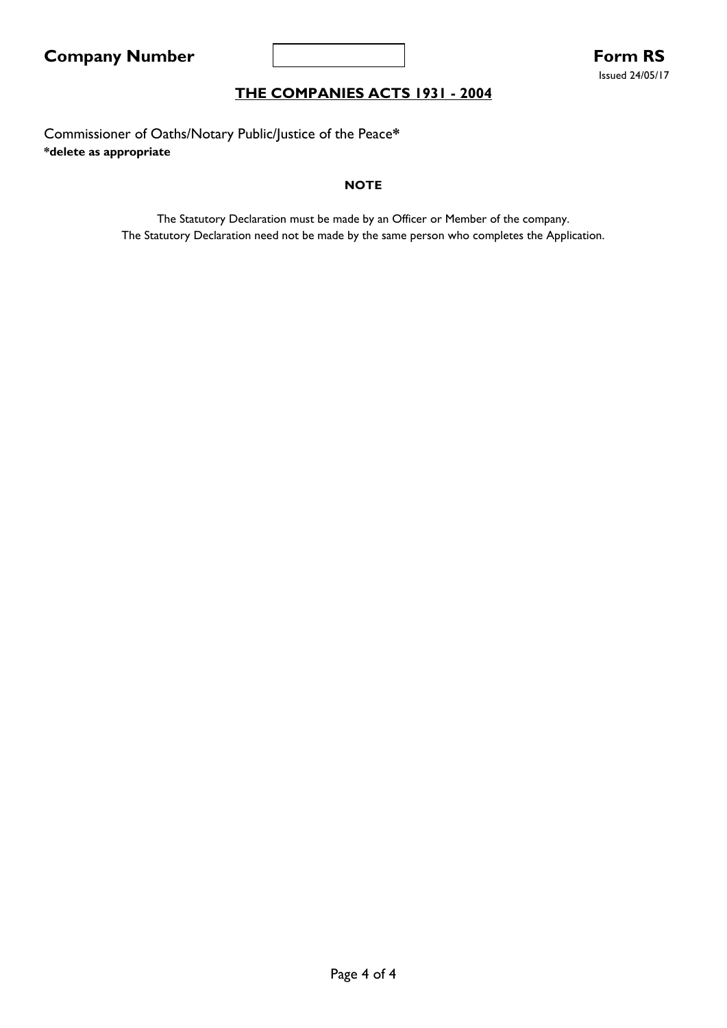**Company Number** | | **Form RS**

Issued 24/05/17

## THE COMPANIES ACTS 1931 - 2004

Commissioner of Oaths/Notary Public/Justice of the Peace*
**\*delete as appropriate**

**NOTE**

The Statutory Declaration must be made by an Officer or Member of the company.
The Statutory Declaration need not be made by the same person who completes the Application.